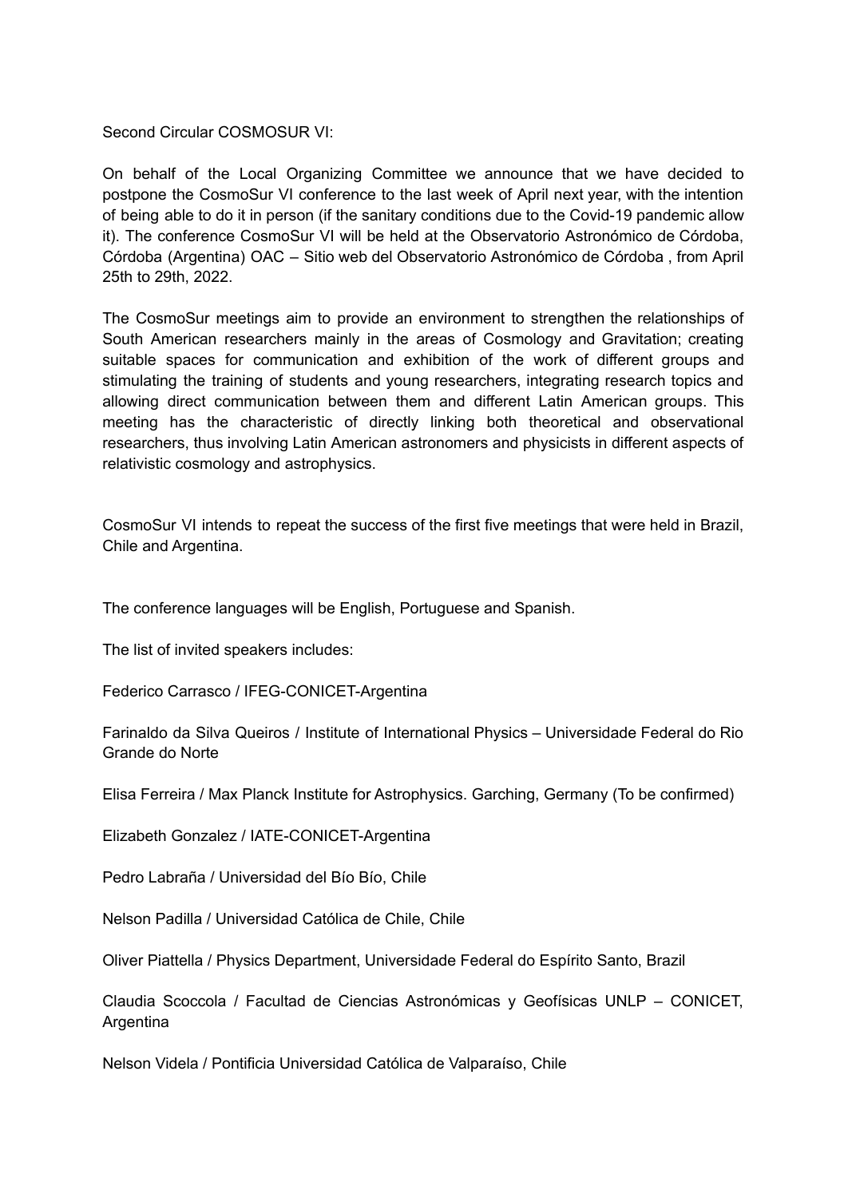Second Circular COSMOSUR VI:

On behalf of the Local Organizing Committee we announce that we have decided to postpone the CosmoSur VI conference to the last week of April next year, with the intention of being able to do it in person (if the sanitary conditions due to the Covid-19 pandemic allow it). The conference CosmoSur VI will be held at the Observatorio Astronómico de Córdoba, Córdoba (Argentina) OAC – Sitio web del Observatorio Astronómico de Córdoba , from April 25th to 29th, 2022.

The CosmoSur meetings aim to provide an environment to strengthen the relationships of South American researchers mainly in the areas of Cosmology and Gravitation; creating suitable spaces for communication and exhibition of the work of different groups and stimulating the training of students and young researchers, integrating research topics and allowing direct communication between them and different Latin American groups. This meeting has the characteristic of directly linking both theoretical and observational researchers, thus involving Latin American astronomers and physicists in different aspects of relativistic cosmology and astrophysics.

CosmoSur VI intends to repeat the success of the first five meetings that were held in Brazil, Chile and Argentina.

The conference languages will be English, Portuguese and Spanish.

The list of invited speakers includes:

Federico Carrasco / IFEG-CONICET-Argentina

Farinaldo da Silva Queiros / Institute of International Physics – Universidade Federal do Rio Grande do Norte

Elisa Ferreira / Max Planck Institute for Astrophysics. Garching, Germany (To be confirmed)

Elizabeth Gonzalez / IATE-CONICET-Argentina

Pedro Labraña / Universidad del Bío Bío, Chile

Nelson Padilla / Universidad Católica de Chile, Chile

Oliver Piattella / Physics Department, Universidade Federal do Espírito Santo, Brazil

Claudia Scoccola / Facultad de Ciencias Astronómicas y Geofísicas UNLP – CONICET, Argentina

Nelson Videla / Pontificia Universidad Católica de Valparaíso, Chile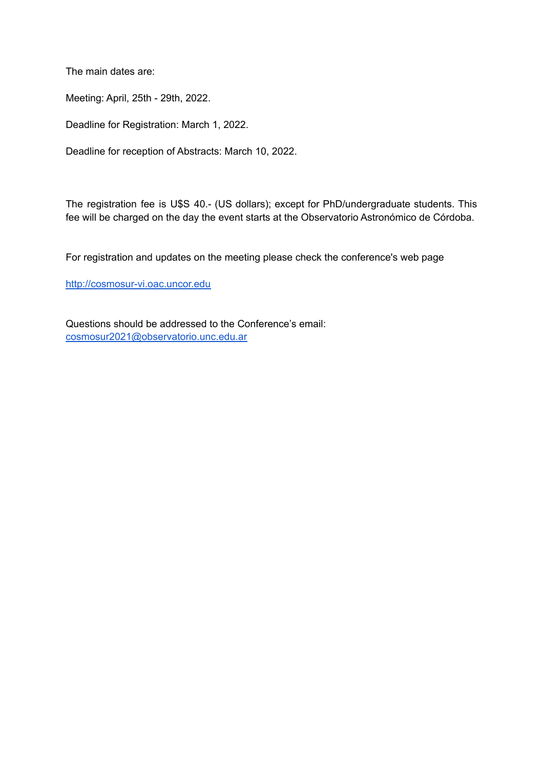The main dates are:

Meeting: April, 25th - 29th, 2022.

Deadline for Registration: March 1, 2022.

Deadline for reception of Abstracts: March 10, 2022.

The registration fee is U$S 40.- (US dollars); except for PhD/undergraduate students. This fee will be charged on the day the event starts at the Observatorio Astronómico de Córdoba.

For registration and updates on the meeting please check the conference's web page

http://cosmosur-vi.oac.uncor.edu

Questions should be addressed to the Conference's email: cosmosur2021@observatorio.unc.edu.ar